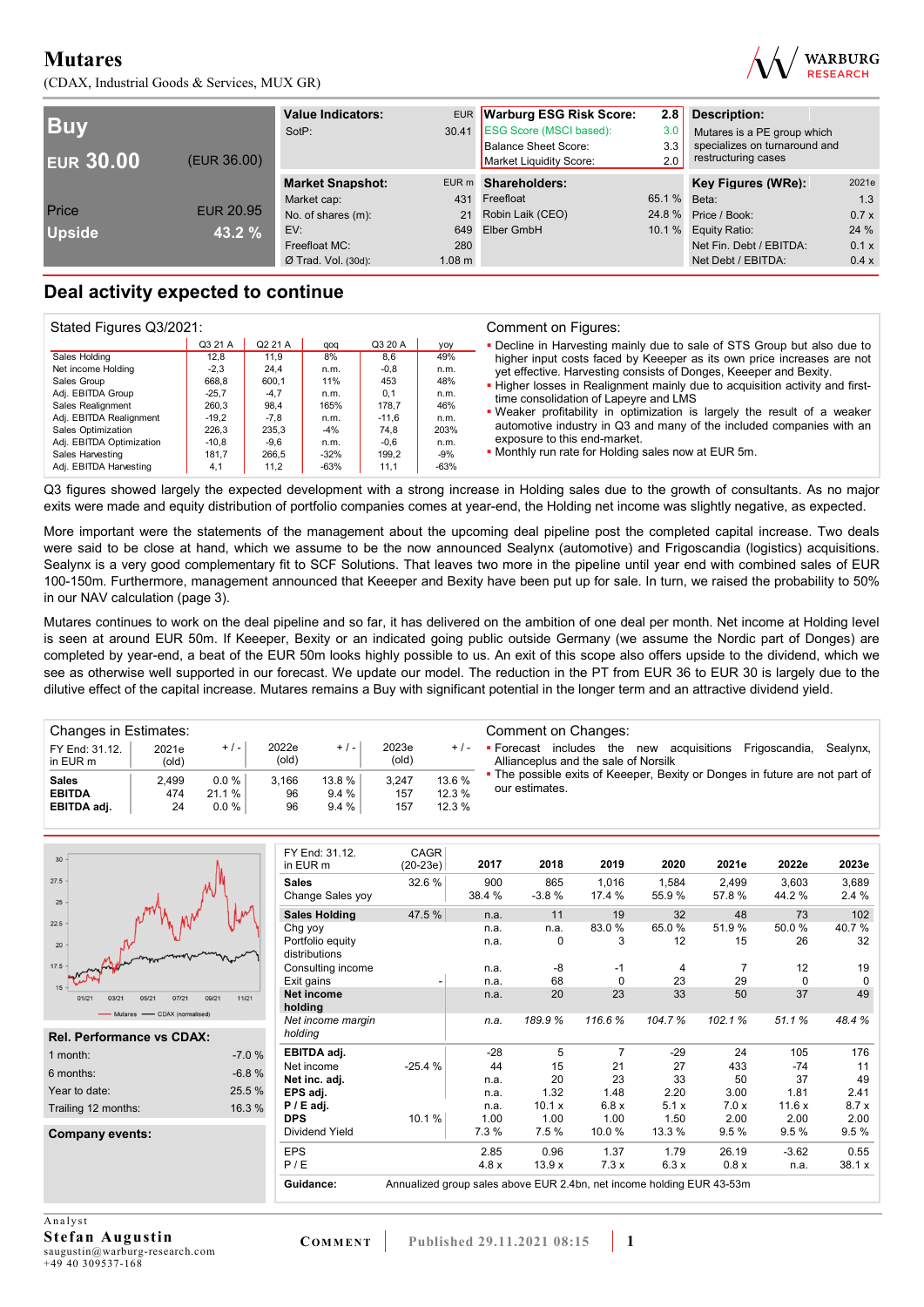# Mutares

(CDAX, Industrial Goods & Services, MUX GR)

| **Buy** | |
|---|---|
| **EUR 30.00** | (EUR 36.00) |
| Price | EUR 20.95 |
| **Upside** | **43.2 %** |

| **Value Indicators:** | EUR |
|---|---|
| SotP: | 30.41 |

| **Warburg ESG Risk Score:** | **2.8** |
|---|---|
| ESG Score (MSCI based): | 3.0 |
| Balance Sheet Score: | 3.3 |
| Market Liquidity Score: | 2.0 |

**Description:**

Mutares is a PE group which specializes on turnaround and restructuring cases

| **Market Snapshot:** | EUR m |
|---|---|
| Market cap: | 431 |
| No. of shares (m): | 21 |
| EV: | 649 |
| Freefloat MC: | 280 |
| Ø Trad. Vol. (30d): | 1.08 m |

| **Shareholders:** | |
|---|---|
| Freefloat | 65.1 % |
| Robin Laik (CEO) | 24.8 % |
| Elber GmbH | 10.1 % |

| **Key Figures (WRe):** | 2021e |
|---|---|
| Beta: | 1.3 |
| Price / Book: | 0.7 x |
| Equity Ratio: | 24 % |
| Net Fin. Debt / EBITDA: | 0.1 x |
| Net Debt / EBITDA: | 0.4 x |

## Deal activity expected to continue

**Stated Figures Q3/2021:**

| | Q3 21 A | Q2 21 A | qoq | Q3 20 A | yoy |
|---|---|---|---|---|---|
| Sales Holding | 12,8 | 11,9 | 8% | 8,6 | 49% |
| Net income Holding | -2,3 | 24,4 | n.m. | -0,8 | n.m. |
| Sales Group | 668,8 | 600,1 | 11% | 453 | 48% |
| Adj. EBITDA Group | -25,7 | -4,7 | n.m. | 0,1 | n.m. |
| Sales Realignment | 260,3 | 98,4 | 165% | 178,7 | 46% |
| Adj. EBITDA Realignment | -19,2 | -7,8 | n.m. | -11,6 | n.m. |
| Sales Optimization | 226,3 | 235,3 | -4% | 74,8 | 203% |
| Adj. EBITDA Optimization | -10,8 | -9,6 | n.m. | -0,6 | n.m. |
| Sales Harvesting | 181,7 | 266,5 | -32% | 199,2 | -9% |
| Adj. EBITDA Harvesting | 4,1 | 11,2 | -63% | 11,1 | -63% |

**Comment on Figures:**

- Decline in Harvesting mainly due to sale of STS Group but also due to higher input costs faced by Keeeper as its own price increases are not yet effective. Harvesting consists of Donges, Keeeper and Bexity.
- Higher losses in Realignment mainly due to acquisition activity and first-time consolidation of Lapeyre and LMS
- Weaker profitability in optimization is largely the result of a weaker automotive industry in Q3 and many of the included companies with an exposure to this end-market.
- Monthly run rate for Holding sales now at EUR 5m.

Q3 figures showed largely the expected development with a strong increase in Holding sales due to the growth of consultants. As no major exits were made and equity distribution of portfolio companies comes at year-end, the Holding net income was slightly negative, as expected.

More important were the statements of the management about the upcoming deal pipeline post the completed capital increase. Two deals were said to be close at hand, which we assume to be the now announced Sealynx (automotive) and Frigoscandia (logistics) acquisitions. Sealynx is a very good complementary fit to SCF Solutions. That leaves two more in the pipeline until year end with combined sales of EUR 100-150m. Furthermore, management announced that Keeeper and Bexity have been put up for sale. In turn, we raised the probability to 50% in our NAV calculation (page 3).

Mutares continues to work on the deal pipeline and so far, it has delivered on the ambition of one deal per month. Net income at Holding level is seen at around EUR 50m. If Keeeper, Bexity or an indicated going public outside Germany (we assume the Nordic part of Donges) are completed by year-end, a beat of the EUR 50m looks highly possible to us. An exit of this scope also offers upside to the dividend, which we see as otherwise well supported in our forecast. We update our model. The reduction in the PT from EUR 36 to EUR 30 is largely due to the dilutive effect of the capital increase. Mutares remains a Buy with significant potential in the longer term and an attractive dividend yield.

**Changes in Estimates:**

| FY End: 31.12. in EUR m | 2021e (old) | + / - | 2022e (old) | + / - | 2023e (old) | + / - |
|---|---|---|---|---|---|---|
| **Sales** | 2,499 | 0.0 % | 3,166 | 13.8 % | 3,247 | 13.6 % |
| **EBITDA** | 474 | 21.1 % | 96 | 9.4 % | 157 | 12.3 % |
| **EBITDA adj.** | 24 | 0.0 % | 96 | 9.4 % | 157 | 12.3 % |

**Comment on Changes:**

- Forecast includes the new acquisitions Frigoscandia, Sealynx, Allianceplus and the sale of Norsilk
- The possible exits of Keeeper, Bexity or Donges in future are not part of our estimates.

| **Rel. Performance vs CDAX:** | |
|---|---|
| 1 month: | -7.0 % |
| 6 months: | -6.8 % |
| Year to date: | 25.5 % |
| Trailing 12 months: | 16.3 % |

**Company events:**

| FY End: 31.12. in EUR m | CAGR (20-23e) | 2017 | 2018 | 2019 | 2020 | 2021e | 2022e | 2023e |
|---|---|---|---|---|---|---|---|---|
| **Sales** | 32.6 % | 900 | 865 | 1,016 | 1,584 | 2,499 | 3,603 | 3,689 |
| Change Sales yoy | | 38.4 % | -3.8 % | 17.4 % | 55.9 % | 57.8 % | 44.2 % | 2.4 % |
| **Sales Holding** | 47.5 % | n.a. | 11 | 19 | 32 | 48 | 73 | 102 |
| Chg yoy | | n.a. | n.a. | 83.0 % | 65.0 % | 51.9 % | 50.0 % | 40.7 % |
| Portfolio equity distributions | | n.a. | 0 | 3 | 12 | 15 | 26 | 32 |
| Consulting income | | n.a. | -8 | -1 | 4 | 7 | 12 | 19 |
| Exit gains | - | n.a. | 68 | 0 | 23 | 29 | 0 | 0 |
| **Net income holding** | | n.a. | 20 | 23 | 33 | 50 | 37 | 49 |
| *Net income margin holding* | | *n.a.* | *189.9 %* | *116.6 %* | *104.7 %* | *102.1 %* | *51.1 %* | *48.4 %* |
| **EBITDA adj.** | | -28 | 5 | 7 | -29 | 24 | 105 | 176 |
| Net income | -25.4 % | 44 | 15 | 21 | 27 | 433 | -74 | 11 |
| **Net inc. adj.** | | n.a. | 20 | 23 | 33 | 50 | 37 | 49 |
| **EPS adj.** | | n.a. | 1.32 | 1.48 | 2.20 | 3.00 | 1.81 | 2.41 |
| **P / E adj.** | | n.a. | 10.1 x | 6.8 x | 5.1 x | 7.0 x | 11.6 x | 8.7 x |
| **DPS** | 10.1 % | 1.00 | 1.00 | 1.00 | 1.50 | 2.00 | 2.00 | 2.00 |
| Dividend Yield | | 7.3 % | 7.5 % | 10.0 % | 13.3 % | 9.5 % | 9.5 % | 9.5 % |
| EPS | | 2.85 | 0.96 | 1.37 | 1.79 | 26.19 | -3.62 | 0.55 |
| P / E | | 4.8 x | 13.9 x | 7.3 x | 6.3 x | 0.8 x | n.a. | 38.1 x |
| **Guidance:** | Annualized group sales above EUR 2.4bn, net income holding EUR 43-53m | | | | | | | |

Analyst
**Stefan Augustin**
saugustin@warburg-research.com
+49 40 309537-168

**COMMENT** | Published 29.11.2021 08:15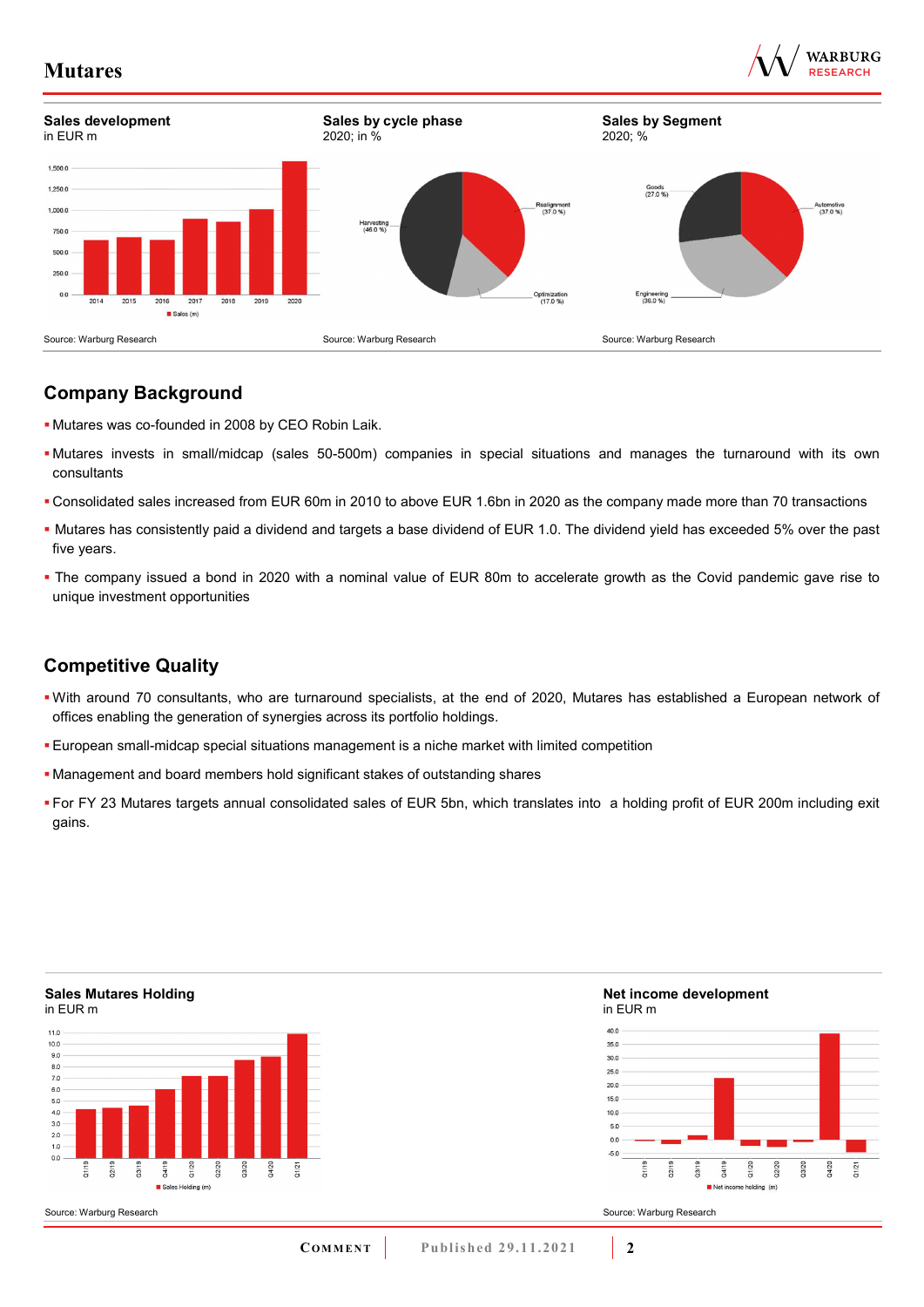**Sales development**
in EUR m

Source: Warburg Research

**Sales by cycle phase**
2020; in %

Source: Warburg Research

**Sales by Segment**
2020; %

Source: Warburg Research

## Company Background

- Mutares was co-founded in 2008 by CEO Robin Laik.
- Mutares invests in small/midcap (sales 50-500m) companies in special situations and manages the turnaround with its own consultants
- Consolidated sales increased from EUR 60m in 2010 to above EUR 1.6bn in 2020 as the company made more than 70 transactions
- Mutares has consistently paid a dividend and targets a base dividend of EUR 1.0. The dividend yield has exceeded 5% over the past five years.
- The company issued a bond in 2020 with a nominal value of EUR 80m to accelerate growth as the Covid pandemic gave rise to unique investment opportunities

## Competitive Quality

- With around 70 consultants, who are turnaround specialists, at the end of 2020, Mutares has established a European network of offices enabling the generation of synergies across its portfolio holdings.
- European small-midcap special situations management is a niche market with limited competition
- Management and board members hold significant stakes of outstanding shares
- For FY 23 Mutares targets annual consolidated sales of EUR 5bn, which translates into a holding profit of EUR 200m including exit gains.

**Sales Mutares Holding**
in EUR m

Source: Warburg Research

**Net income development**
in EUR m

Source: Warburg Research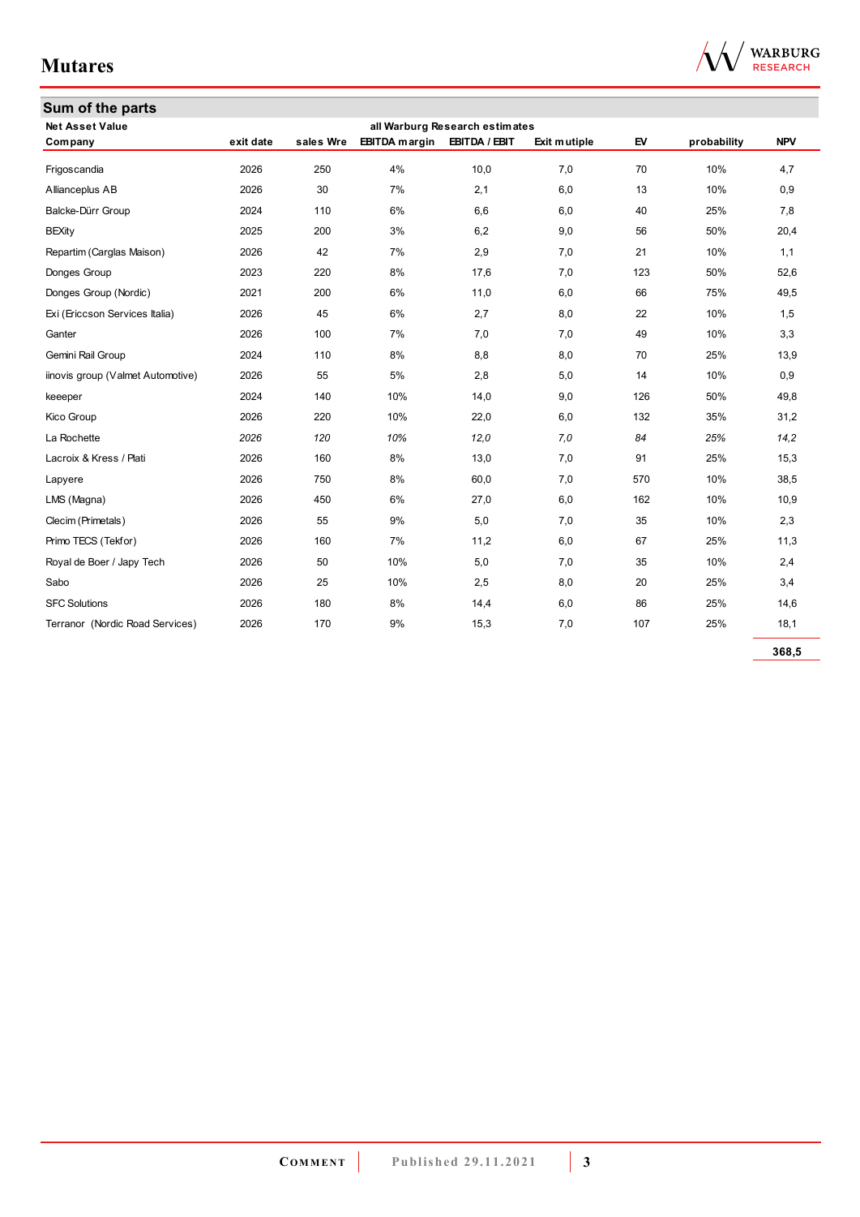## Sum of the parts

| Net Asset Value | | | all Warburg Research estimates | | | | | |
|---|---|---|---|---|---|---|---|---|
| Company | exit date | sales Wre | EBITDA margin | EBITDA / EBIT | Exit mutiple | EV | probability | NPV |
| Frigoscandia | 2026 | 250 | 4% | 10,0 | 7,0 | 70 | 10% | 4,7 |
| Allianceplus AB | 2026 | 30 | 7% | 2,1 | 6,0 | 13 | 10% | 0,9 |
| Balcke-Dürr Group | 2024 | 110 | 6% | 6,6 | 6,0 | 40 | 25% | 7,8 |
| BEXity | 2025 | 200 | 3% | 6,2 | 9,0 | 56 | 50% | 20,4 |
| Repartim (Carglas Maison) | 2026 | 42 | 7% | 2,9 | 7,0 | 21 | 10% | 1,1 |
| Donges Group | 2023 | 220 | 8% | 17,6 | 7,0 | 123 | 50% | 52,6 |
| Donges Group (Nordic) | 2021 | 200 | 6% | 11,0 | 6,0 | 66 | 75% | 49,5 |
| Exi (Ericcson Services Italia) | 2026 | 45 | 6% | 2,7 | 8,0 | 22 | 10% | 1,5 |
| Ganter | 2026 | 100 | 7% | 7,0 | 7,0 | 49 | 10% | 3,3 |
| Gemini Rail Group | 2024 | 110 | 8% | 8,8 | 8,0 | 70 | 25% | 13,9 |
| iinovis group (Valmet Automotive) | 2026 | 55 | 5% | 2,8 | 5,0 | 14 | 10% | 0,9 |
| keeeper | 2024 | 140 | 10% | 14,0 | 9,0 | 126 | 50% | 49,8 |
| Kico Group | 2026 | 220 | 10% | 22,0 | 6,0 | 132 | 35% | 31,2 |
| La Rochette | *2026* | *120* | *10%* | *12,0* | *7,0* | *84* | *25%* | *14,2* |
| Lacroix & Kress / Plati | 2026 | 160 | 8% | 13,0 | 7,0 | 91 | 25% | 15,3 |
| Lapyere | 2026 | 750 | 8% | 60,0 | 7,0 | 570 | 10% | 38,5 |
| LMS (Magna) | 2026 | 450 | 6% | 27,0 | 6,0 | 162 | 10% | 10,9 |
| Clecim (Primetals) | 2026 | 55 | 9% | 5,0 | 7,0 | 35 | 10% | 2,3 |
| Primo TECS (Tekfor) | 2026 | 160 | 7% | 11,2 | 6,0 | 67 | 25% | 11,3 |
| Royal de Boer / Japy Tech | 2026 | 50 | 10% | 5,0 | 7,0 | 35 | 10% | 2,4 |
| Sabo | 2026 | 25 | 10% | 2,5 | 8,0 | 20 | 25% | 3,4 |
| SFC Solutions | 2026 | 180 | 8% | 14,4 | 6,0 | 86 | 25% | 14,6 |
| Terranor (Nordic Road Services) | 2026 | 170 | 9% | 15,3 | 7,0 | 107 | 25% | 18,1 |
| | | | | | | | | **368,5** |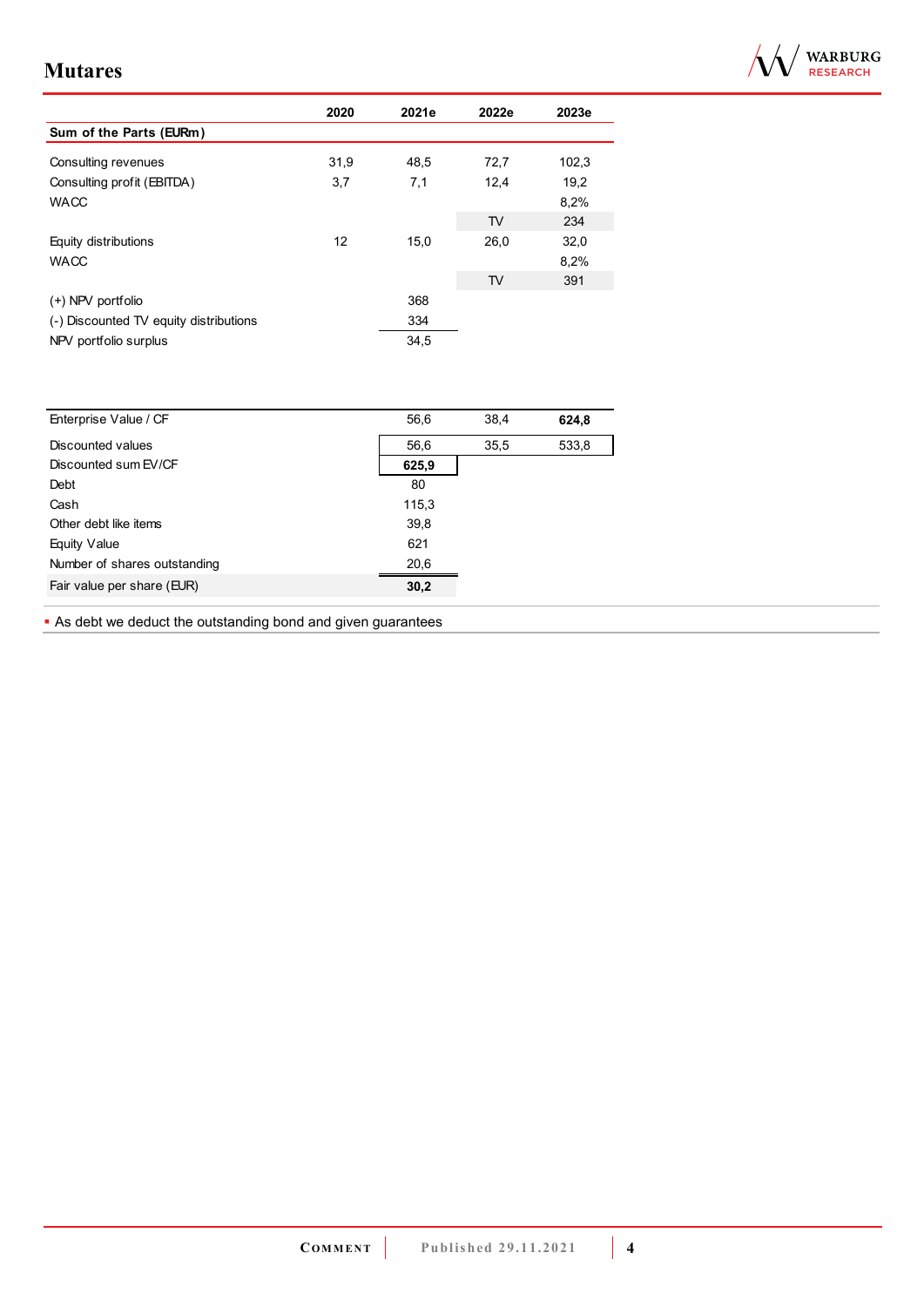| Sum of the Parts (EURm) | 2020 | 2021e | 2022e | 2023e |
|---|---|---|---|---|
| Consulting revenues | 31,9 | 48,5 | 72,7 | 102,3 |
| Consulting profit (EBITDA) | 3,7 | 7,1 | 12,4 | 19,2 |
| WACC | | | | 8,2% |
| | | | TV | 234 |
| Equity distributions | 12 | 15,0 | 26,0 | 32,0 |
| WACC | | | | 8,2% |
| | | | TV | 391 |
| (+) NPV portfolio | | 368 | | |
| (-) Discounted TV equity distributions | | 334 | | |
| NPV portfolio surplus | | 34,5 | | |

| | 2020 | 2021e | 2022e | 2023e |
|---|---|---|---|---|
| Enterprise Value / CF | | 56,6 | 38,4 | **624,8** |
| Discounted values | | 56,6 | 35,5 | 533,8 |
| Discounted sum EV/CF | | **625,9** | | |
| Debt | | 80 | | |
| Cash | | 115,3 | | |
| Other debt like items | | 39,8 | | |
| Equity Value | | 621 | | |
| Number of shares outstanding | | 20,6 | | |
| Fair value per share (EUR) | | **30,2** | | |

- As debt we deduct the outstanding bond and given guarantees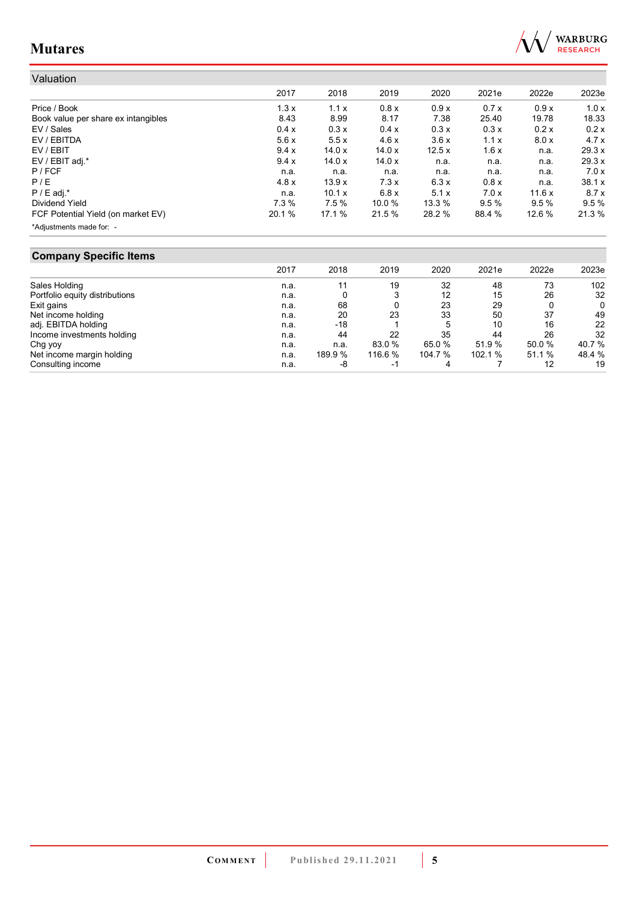## Valuation

| | 2017 | 2018 | 2019 | 2020 | 2021e | 2022e | 2023e |
|---|---|---|---|---|---|---|---|
| Price / Book | 1.3 x | 1.1 x | 0.8 x | 0.9 x | 0.7 x | 0.9 x | 1.0 x |
| Book value per share ex intangibles | 8.43 | 8.99 | 8.17 | 7.38 | 25.40 | 19.78 | 18.33 |
| EV / Sales | 0.4 x | 0.3 x | 0.4 x | 0.3 x | 0.3 x | 0.2 x | 0.2 x |
| EV / EBITDA | 5.6 x | 5.5 x | 4.6 x | 3.6 x | 1.1 x | 8.0 x | 4.7 x |
| EV / EBIT | 9.4 x | 14.0 x | 14.0 x | 12.5 x | 1.6 x | n.a. | 29.3 x |
| EV / EBIT adj.* | 9.4 x | 14.0 x | 14.0 x | n.a. | n.a. | n.a. | 29.3 x |
| P / FCF | n.a. | n.a. | n.a. | n.a. | n.a. | n.a. | 7.0 x |
| P / E | 4.8 x | 13.9 x | 7.3 x | 6.3 x | 0.8 x | n.a. | 38.1 x |
| P / E adj.* | n.a. | 10.1 x | 6.8 x | 5.1 x | 7.0 x | 11.6 x | 8.7 x |
| Dividend Yield | 7.3 % | 7.5 % | 10.0 % | 13.3 % | 9.5 % | 9.5 % | 9.5 % |
| FCF Potential Yield (on market EV) | 20.1 % | 17.1 % | 21.5 % | 28.2 % | 88.4 % | 12.6 % | 21.3 % |

*Adjustments made for: -

## Company Specific Items

| | 2017 | 2018 | 2019 | 2020 | 2021e | 2022e | 2023e |
|---|---|---|---|---|---|---|---|
| Sales Holding | n.a. | 11 | 19 | 32 | 48 | 73 | 102 |
| Portfolio equity distributions | n.a. | 0 | 3 | 12 | 15 | 26 | 32 |
| Exit gains | n.a. | 68 | 0 | 23 | 29 | 0 | 0 |
| Net income holding | n.a. | 20 | 23 | 33 | 50 | 37 | 49 |
| adj. EBITDA holding | n.a. | -18 | 1 | 5 | 10 | 16 | 22 |
| Income investments holding | n.a. | 44 | 22 | 35 | 44 | 26 | 32 |
| Chg yoy | n.a. | n.a. | 83.0 % | 65.0 % | 51.9 % | 50.0 % | 40.7 % |
| Net income margin holding | n.a. | 189.9 % | 116.6 % | 104.7 % | 102.1 % | 51.1 % | 48.4 % |
| Consulting income | n.a. | -8 | -1 | 4 | 7 | 12 | 19 |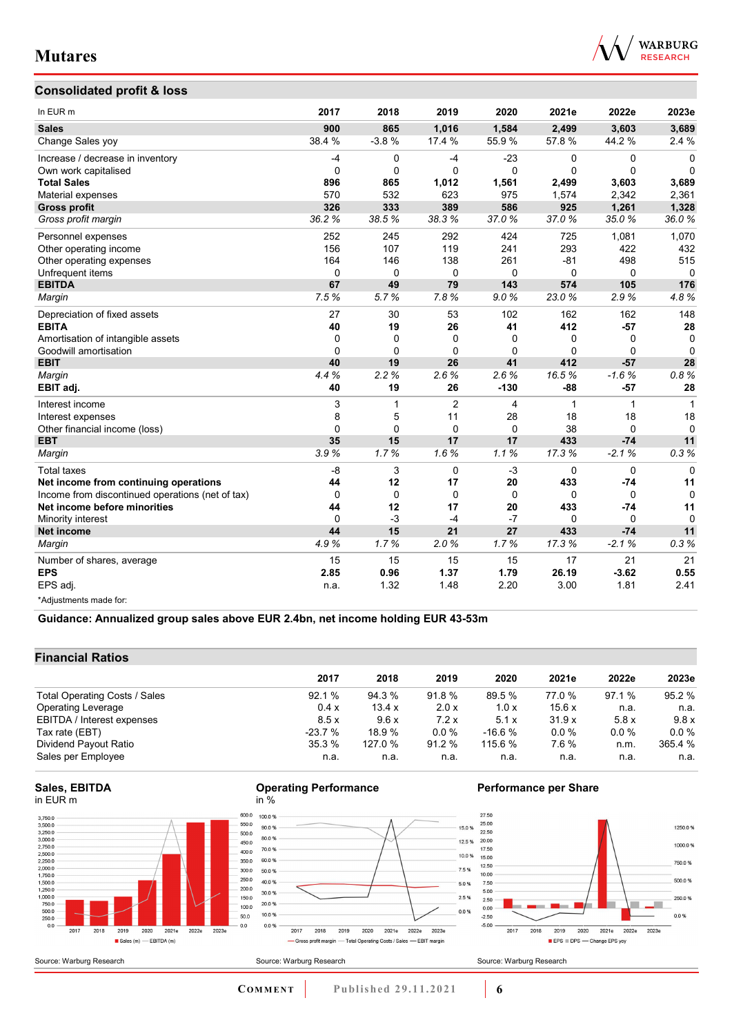## Consolidated profit & loss

| In EUR m | 2017 | 2018 | 2019 | 2020 | 2021e | 2022e | 2023e |
|---|---|---|---|---|---|---|---|
| **Sales** | **900** | **865** | **1,016** | **1,584** | **2,499** | **3,603** | **3,689** |
| Change Sales yoy | 38.4 % | -3.8 % | 17.4 % | 55.9 % | 57.8 % | 44.2 % | 2.4 % |
| Increase / decrease in inventory | -4 | 0 | -4 | -23 | 0 | 0 | 0 |
| Own work capitalised | 0 | 0 | 0 | 0 | 0 | 0 | 0 |
| **Total Sales** | **896** | **865** | **1,012** | **1,561** | **2,499** | **3,603** | **3,689** |
| Material expenses | 570 | 532 | 623 | 975 | 1,574 | 2,342 | 2,361 |
| **Gross profit** | **326** | **333** | **389** | **586** | **925** | **1,261** | **1,328** |
| *Gross profit margin* | *36.2 %* | *38.5 %* | *38.3 %* | *37.0 %* | *37.0 %* | *35.0 %* | *36.0 %* |
| Personnel expenses | 252 | 245 | 292 | 424 | 725 | 1,081 | 1,070 |
| Other operating income | 156 | 107 | 119 | 241 | 293 | 422 | 432 |
| Other operating expenses | 164 | 146 | 138 | 261 | -81 | 498 | 515 |
| Unfrequent items | 0 | 0 | 0 | 0 | 0 | 0 | 0 |
| **EBITDA** | **67** | **49** | **79** | **143** | **574** | **105** | **176** |
| *Margin* | *7.5 %* | *5.7 %* | *7.8 %* | *9.0 %* | *23.0 %* | *2.9 %* | *4.8 %* |
| Depreciation of fixed assets | 27 | 30 | 53 | 102 | 162 | 162 | 148 |
| **EBITA** | **40** | **19** | **26** | **41** | **412** | **-57** | **28** |
| Amortisation of intangible assets | 0 | 0 | 0 | 0 | 0 | 0 | 0 |
| Goodwill amortisation | 0 | 0 | 0 | 0 | 0 | 0 | 0 |
| **EBIT** | **40** | **19** | **26** | **41** | **412** | **-57** | **28** |
| *Margin* | *4.4 %* | *2.2 %* | *2.6 %* | *2.6 %* | *16.5 %* | *-1.6 %* | *0.8 %* |
| **EBIT adj.** | **40** | **19** | **26** | **-130** | **-88** | **-57** | **28** |
| Interest income | 3 | 1 | 2 | 4 | 1 | 1 | 1 |
| Interest expenses | 8 | 5 | 11 | 28 | 18 | 18 | 18 |
| Other financial income (loss) | 0 | 0 | 0 | 0 | 38 | 0 | 0 |
| **EBT** | **35** | **15** | **17** | **17** | **433** | **-74** | **11** |
| *Margin* | *3.9 %* | *1.7 %* | *1.6 %* | *1.1 %* | *17.3 %* | *-2.1 %* | *0.3 %* |
| Total taxes | -8 | 3 | 0 | -3 | 0 | 0 | 0 |
| **Net income from continuing operations** | **44** | **12** | **17** | **20** | **433** | **-74** | **11** |
| Income from discontinued operations (net of tax) | 0 | 0 | 0 | 0 | 0 | 0 | 0 |
| **Net income before minorities** | **44** | **12** | **17** | **20** | **433** | **-74** | **11** |
| Minority interest | 0 | -3 | -4 | -7 | 0 | 0 | 0 |
| **Net income** | **44** | **15** | **21** | **27** | **433** | **-74** | **11** |
| *Margin* | *4.9 %* | *1.7 %* | *2.0 %* | *1.7 %* | *17.3 %* | *-2.1 %* | *0.3 %* |
| Number of shares, average | 15 | 15 | 15 | 15 | 17 | 21 | 21 |
| **EPS** | **2.85** | **0.96** | **1.37** | **1.79** | **26.19** | **-3.62** | **0.55** |
| EPS adj. | n.a. | 1.32 | 1.48 | 2.20 | 3.00 | 1.81 | 2.41 |

*Adjustments made for:

**Guidance: Annualized group sales above EUR 2.4bn, net income holding EUR 43-53m**

## Financial Ratios

| | 2017 | 2018 | 2019 | 2020 | 2021e | 2022e | 2023e |
|---|---|---|---|---|---|---|---|
| Total Operating Costs / Sales | 92.1 % | 94.3 % | 91.8 % | 89.5 % | 77.0 % | 97.1 % | 95.2 % |
| Operating Leverage | 0.4 x | 13.4 x | 2.0 x | 1.0 x | 15.6 x | n.a. | n.a. |
| EBITDA / Interest expenses | 8.5 x | 9.6 x | 7.2 x | 5.1 x | 31.9 x | 5.8 x | 9.8 x |
| Tax rate (EBT) | -23.7 % | 18.9 % | 0.0 % | -16.6 % | 0.0 % | 0.0 % | 0.0 % |
| Dividend Payout Ratio | 35.3 % | 127.0 % | 91.2 % | 115.6 % | 7.6 % | n.m. | 365.4 % |
| Sales per Employee | n.a. | n.a. | n.a. | n.a. | n.a. | n.a. | n.a. |

**Sales, EBITDA**
in EUR m

Source: Warburg Research

**Operating Performance**
in %

Source: Warburg Research

**Performance per Share**

Source: Warburg Research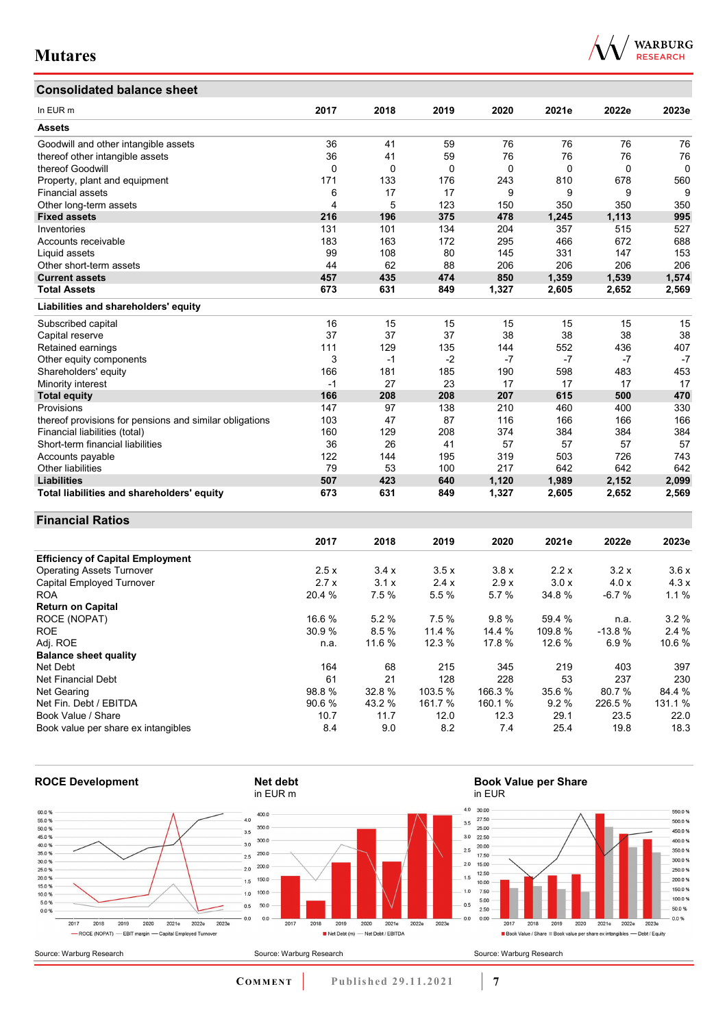## Consolidated balance sheet

| In EUR m | 2017 | 2018 | 2019 | 2020 | 2021e | 2022e | 2023e |
|---|---|---|---|---|---|---|---|
| **Assets** | | | | | | | |
| Goodwill and other intangible assets | 36 | 41 | 59 | 76 | 76 | 76 | 76 |
| thereof other intangible assets | 36 | 41 | 59 | 76 | 76 | 76 | 76 |
| thereof Goodwill | 0 | 0 | 0 | 0 | 0 | 0 | 0 |
| Property, plant and equipment | 171 | 133 | 176 | 243 | 810 | 678 | 560 |
| Financial assets | 6 | 17 | 17 | 9 | 9 | 9 | 9 |
| Other long-term assets | 4 | 5 | 123 | 150 | 350 | 350 | 350 |
| **Fixed assets** | **216** | **196** | **375** | **478** | **1,245** | **1,113** | **995** |
| Inventories | 131 | 101 | 134 | 204 | 357 | 515 | 527 |
| Accounts receivable | 183 | 163 | 172 | 295 | 466 | 672 | 688 |
| Liquid assets | 99 | 108 | 80 | 145 | 331 | 147 | 153 |
| Other short-term assets | 44 | 62 | 88 | 206 | 206 | 206 | 206 |
| **Current assets** | **457** | **435** | **474** | **850** | **1,359** | **1,539** | **1,574** |
| **Total Assets** | **673** | **631** | **849** | **1,327** | **2,605** | **2,652** | **2,569** |
| **Liabilities and shareholders' equity** | | | | | | | |
| Subscribed capital | 16 | 15 | 15 | 15 | 15 | 15 | 15 |
| Capital reserve | 37 | 37 | 37 | 38 | 38 | 38 | 38 |
| Retained earnings | 111 | 129 | 135 | 144 | 552 | 436 | 407 |
| Other equity components | 3 | -1 | -2 | -7 | -7 | -7 | -7 |
| Shareholders' equity | 166 | 181 | 185 | 190 | 598 | 483 | 453 |
| Minority interest | -1 | 27 | 23 | 17 | 17 | 17 | 17 |
| **Total equity** | **166** | **208** | **208** | **207** | **615** | **500** | **470** |
| Provisions | 147 | 97 | 138 | 210 | 460 | 400 | 330 |
| thereof provisions for pensions and similar obligations | 103 | 47 | 87 | 116 | 166 | 166 | 166 |
| Financial liabilities (total) | 160 | 129 | 208 | 374 | 384 | 384 | 384 |
| Short-term financial liabilities | 36 | 26 | 41 | 57 | 57 | 57 | 57 |
| Accounts payable | 122 | 144 | 195 | 319 | 503 | 726 | 743 |
| Other liabilities | 79 | 53 | 100 | 217 | 642 | 642 | 642 |
| **Liabilities** | **507** | **423** | **640** | **1,120** | **1,989** | **2,152** | **2,099** |
| **Total liabilities and shareholders' equity** | **673** | **631** | **849** | **1,327** | **2,605** | **2,652** | **2,569** |

## Financial Ratios

| | 2017 | 2018 | 2019 | 2020 | 2021e | 2022e | 2023e |
|---|---|---|---|---|---|---|---|
| **Efficiency of Capital Employment** | | | | | | | |
| Operating Assets Turnover | 2.5 x | 3.4 x | 3.5 x | 3.8 x | 2.2 x | 3.2 x | 3.6 x |
| Capital Employed Turnover | 2.7 x | 3.1 x | 2.4 x | 2.9 x | 3.0 x | 4.0 x | 4.3 x |
| ROA | 20.4 % | 7.5 % | 5.5 % | 5.7 % | 34.8 % | -6.7 % | 1.1 % |
| **Return on Capital** | | | | | | | |
| ROCE (NOPAT) | 16.6 % | 5.2 % | 7.5 % | 9.8 % | 59.4 % | n.a. | 3.2 % |
| ROE | 30.9 % | 8.5 % | 11.4 % | 14.4 % | 109.8 % | -13.8 % | 2.4 % |
| Adj. ROE | n.a. | 11.6 % | 12.3 % | 17.8 % | 12.6 % | 6.9 % | 10.6 % |
| **Balance sheet quality** | | | | | | | |
| Net Debt | 164 | 68 | 215 | 345 | 219 | 403 | 397 |
| Net Financial Debt | 61 | 21 | 128 | 228 | 53 | 237 | 230 |
| Net Gearing | 98.8 % | 32.8 % | 103.5 % | 166.3 % | 35.6 % | 80.7 % | 84.4 % |
| Net Fin. Debt / EBITDA | 90.6 % | 43.2 % | 161.7 % | 160.1 % | 9.2 % | 226.5 % | 131.1 % |
| Book Value / Share | 10.7 | 11.7 | 12.0 | 12.3 | 29.1 | 23.5 | 22.0 |
| Book value per share ex intangibles | 8.4 | 9.0 | 8.2 | 7.4 | 25.4 | 19.8 | 18.3 |

**ROCE Development**

Source: Warburg Research

**Net debt**
in EUR m

Source: Warburg Research

**Book Value per Share**
in EUR

Source: Warburg Research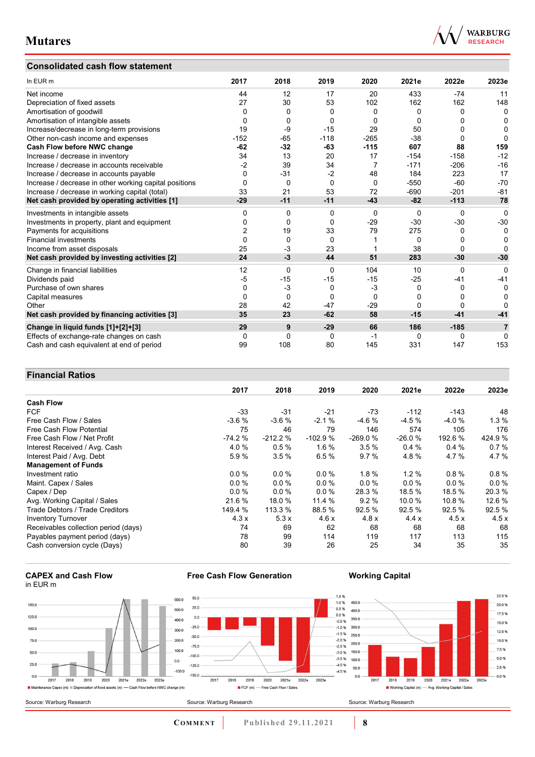## Consolidated cash flow statement

| In EUR m | 2017 | 2018 | 2019 | 2020 | 2021e | 2022e | 2023e |
|---|---|---|---|---|---|---|---|
| Net income | 44 | 12 | 17 | 20 | 433 | -74 | 11 |
| Depreciation of fixed assets | 27 | 30 | 53 | 102 | 162 | 162 | 148 |
| Amortisation of goodwill | 0 | 0 | 0 | 0 | 0 | 0 | 0 |
| Amortisation of intangible assets | 0 | 0 | 0 | 0 | 0 | 0 | 0 |
| Increase/decrease in long-term provisions | 19 | -9 | -15 | 29 | 50 | 0 | 0 |
| Other non-cash income and expenses | -152 | -65 | -118 | -265 | -38 | 0 | 0 |
| **Cash Flow before NWC change** | **-62** | **-32** | **-63** | **-115** | **607** | **88** | **159** |
| Increase / decrease in inventory | 34 | 13 | 20 | 17 | -154 | -158 | -12 |
| Increase / decrease in accounts receivable | -2 | 39 | 34 | 7 | -171 | -206 | -16 |
| Increase / decrease in accounts payable | 0 | -31 | -2 | 48 | 184 | 223 | 17 |
| Increase / decrease in other working capital positions | 0 | 0 | 0 | 0 | -550 | -60 | -70 |
| Increase / decrease in working capital (total) | 33 | 21 | 53 | 72 | -690 | -201 | -81 |
| **Net cash provided by operating activities [1]** | **-29** | **-11** | **-11** | **-43** | **-82** | **-113** | **78** |
| Investments in intangible assets | 0 | 0 | 0 | 0 | 0 | 0 | 0 |
| Investments in property, plant and equipment | 0 | 0 | 0 | -29 | -30 | -30 | -30 |
| Payments for acquisitions | 2 | 19 | 33 | 79 | 275 | 0 | 0 |
| Financial investments | 0 | 0 | 0 | 1 | 0 | 0 | 0 |
| Income from asset disposals | 25 | -3 | 23 | 1 | 38 | 0 | 0 |
| **Net cash provided by investing activities [2]** | **24** | **-3** | **44** | **51** | **283** | **-30** | **-30** |
| Change in financial liabilities | 12 | 0 | 0 | 104 | 10 | 0 | 0 |
| Dividends paid | -5 | -15 | -15 | -15 | -25 | -41 | -41 |
| Purchase of own shares | 0 | -3 | 0 | -3 | 0 | 0 | 0 |
| Capital measures | 0 | 0 | 0 | 0 | 0 | 0 | 0 |
| Other | 28 | 42 | -47 | -29 | 0 | 0 | 0 |
| **Net cash provided by financing activities [3]** | **35** | **23** | **-62** | **58** | **-15** | **-41** | **-41** |
| **Change in liquid funds [1]+[2]+[3]** | **29** | **9** | **-29** | **66** | **186** | **-185** | **7** |
| Effects of exchange-rate changes on cash | 0 | 0 | 0 | -1 | 0 | 0 | 0 |
| Cash and cash equivalent at end of period | 99 | 108 | 80 | 145 | 331 | 147 | 153 |

## Financial Ratios

| | 2017 | 2018 | 2019 | 2020 | 2021e | 2022e | 2023e |
|---|---|---|---|---|---|---|---|
| **Cash Flow** | | | | | | | |
| FCF | -33 | -31 | -21 | -73 | -112 | -143 | 48 |
| Free Cash Flow / Sales | -3.6 % | -3.6 % | -2.1 % | -4.6 % | -4.5 % | -4.0 % | 1.3 % |
| Free Cash Flow Potential | 75 | 46 | 79 | 146 | 574 | 105 | 176 |
| Free Cash Flow / Net Profit | -74.2 % | -212.2 % | -102.9 % | -269.0 % | -26.0 % | 192.6 % | 424.9 % |
| Interest Received / Avg. Cash | 4.0 % | 0.5 % | 1.6 % | 3.5 % | 0.4 % | 0.4 % | 0.7 % |
| Interest Paid / Avg. Debt | 5.9 % | 3.5 % | 6.5 % | 9.7 % | 4.8 % | 4.7 % | 4.7 % |
| **Management of Funds** | | | | | | | |
| Investment ratio | 0.0 % | 0.0 % | 0.0 % | 1.8 % | 1.2 % | 0.8 % | 0.8 % |
| Maint. Capex / Sales | 0.0 % | 0.0 % | 0.0 % | 0.0 % | 0.0 % | 0.0 % | 0.0 % |
| Capex / Dep | 0.0 % | 0.0 % | 0.0 % | 28.3 % | 18.5 % | 18.5 % | 20.3 % |
| Avg. Working Capital / Sales | 21.6 % | 18.0 % | 11.4 % | 9.2 % | 10.0 % | 10.8 % | 12.6 % |
| Trade Debtors / Trade Creditors | 149.4 % | 113.3 % | 88.5 % | 92.5 % | 92.5 % | 92.5 % | 92.5 % |
| Inventory Turnover | 4.3 x | 5.3 x | 4.6 x | 4.8 x | 4.4 x | 4.5 x | 4.5 x |
| Receivables collection period (days) | 74 | 69 | 62 | 68 | 68 | 68 | 68 |
| Payables payment period (days) | 78 | 99 | 114 | 119 | 117 | 113 | 115 |
| Cash conversion cycle (Days) | 80 | 39 | 26 | 25 | 34 | 35 | 35 |

**CAPEX and Cash Flow**
in EUR m

Source: Warburg Research

**Free Cash Flow Generation**

Source: Warburg Research

**Working Capital**

Source: Warburg Research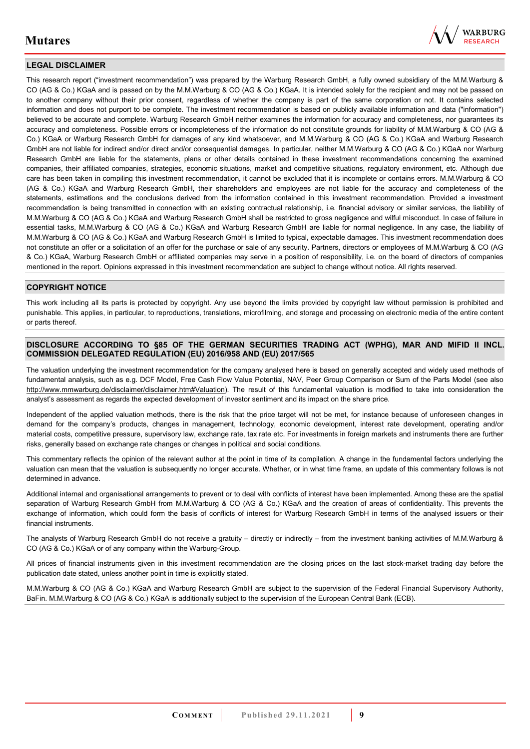## LEGAL DISCLAIMER

This research report ("investment recommendation") was prepared by the Warburg Research GmbH, a fully owned subsidiary of the M.M.Warburg & CO (AG & Co.) KGaA and is passed on by the M.M.Warburg & CO (AG & Co.) KGaA. It is intended solely for the recipient and may not be passed on to another company without their prior consent, regardless of whether the company is part of the same corporation or not. It contains selected information and does not purport to be complete. The investment recommendation is based on publicly available information and data ("information") believed to be accurate and complete. Warburg Research GmbH neither examines the information for accuracy and completeness, nor guarantees its accuracy and completeness. Possible errors or incompleteness of the information do not constitute grounds for liability of M.M.Warburg & CO (AG & Co.) KGaA or Warburg Research GmbH for damages of any kind whatsoever, and M.M.Warburg & CO (AG & Co.) KGaA and Warburg Research GmbH are not liable for indirect and/or direct and/or consequential damages. In particular, neither M.M.Warburg & CO (AG & Co.) KGaA nor Warburg Research GmbH are liable for the statements, plans or other details contained in these investment recommendations concerning the examined companies, their affiliated companies, strategies, economic situations, market and competitive situations, regulatory environment, etc. Although due care has been taken in compiling this investment recommendation, it cannot be excluded that it is incomplete or contains errors. M.M.Warburg & CO (AG & Co.) KGaA and Warburg Research GmbH, their shareholders and employees are not liable for the accuracy and completeness of the statements, estimations and the conclusions derived from the information contained in this investment recommendation. Provided a investment recommendation is being transmitted in connection with an existing contractual relationship, i.e. financial advisory or similar services, the liability of M.M.Warburg & CO (AG & Co.) KGaA and Warburg Research GmbH shall be restricted to gross negligence and wilful misconduct. In case of failure in essential tasks, M.M.Warburg & CO (AG & Co.) KGaA and Warburg Research GmbH are liable for normal negligence. In any case, the liability of M.M.Warburg & CO (AG & Co.) KGaA and Warburg Research GmbH is limited to typical, expectable damages. This investment recommendation does not constitute an offer or a solicitation of an offer for the purchase or sale of any security. Partners, directors or employees of M.M.Warburg & CO (AG & Co.) KGaA, Warburg Research GmbH or affiliated companies may serve in a position of responsibility, i.e. on the board of directors of companies mentioned in the report. Opinions expressed in this investment recommendation are subject to change without notice. All rights reserved.

## COPYRIGHT NOTICE

This work including all its parts is protected by copyright. Any use beyond the limits provided by copyright law without permission is prohibited and punishable. This applies, in particular, to reproductions, translations, microfilming, and storage and processing on electronic media of the entire content or parts thereof.

## DISCLOSURE ACCORDING TO §85 OF THE GERMAN SECURITIES TRADING ACT (WPHG), MAR AND MIFID II INCL. COMMISSION DELEGATED REGULATION (EU) 2016/958 AND (EU) 2017/565

The valuation underlying the investment recommendation for the company analysed here is based on generally accepted and widely used methods of fundamental analysis, such as e.g. DCF Model, Free Cash Flow Value Potential, NAV, Peer Group Comparison or Sum of the Parts Model (see also http://www.mmwarburg.de/disclaimer/disclaimer.htm#Valuation). The result of this fundamental valuation is modified to take into consideration the analyst's assessment as regards the expected development of investor sentiment and its impact on the share price.

Independent of the applied valuation methods, there is the risk that the price target will not be met, for instance because of unforeseen changes in demand for the company's products, changes in management, technology, economic development, interest rate development, operating and/or material costs, competitive pressure, supervisory law, exchange rate, tax rate etc. For investments in foreign markets and instruments there are further risks, generally based on exchange rate changes or changes in political and social conditions.

This commentary reflects the opinion of the relevant author at the point in time of its compilation. A change in the fundamental factors underlying the valuation can mean that the valuation is subsequently no longer accurate. Whether, or in what time frame, an update of this commentary follows is not determined in advance.

Additional internal and organisational arrangements to prevent or to deal with conflicts of interest have been implemented. Among these are the spatial separation of Warburg Research GmbH from M.M.Warburg & CO (AG & Co.) KGaA and the creation of areas of confidentiality. This prevents the exchange of information, which could form the basis of conflicts of interest for Warburg Research GmbH in terms of the analysed issuers or their financial instruments.

The analysts of Warburg Research GmbH do not receive a gratuity – directly or indirectly – from the investment banking activities of M.M.Warburg & CO (AG & Co.) KGaA or of any company within the Warburg-Group.

All prices of financial instruments given in this investment recommendation are the closing prices on the last stock-market trading day before the publication date stated, unless another point in time is explicitly stated.

M.M.Warburg & CO (AG & Co.) KGaA and Warburg Research GmbH are subject to the supervision of the Federal Financial Supervisory Authority, BaFin. M.M.Warburg & CO (AG & Co.) KGaA is additionally subject to the supervision of the European Central Bank (ECB).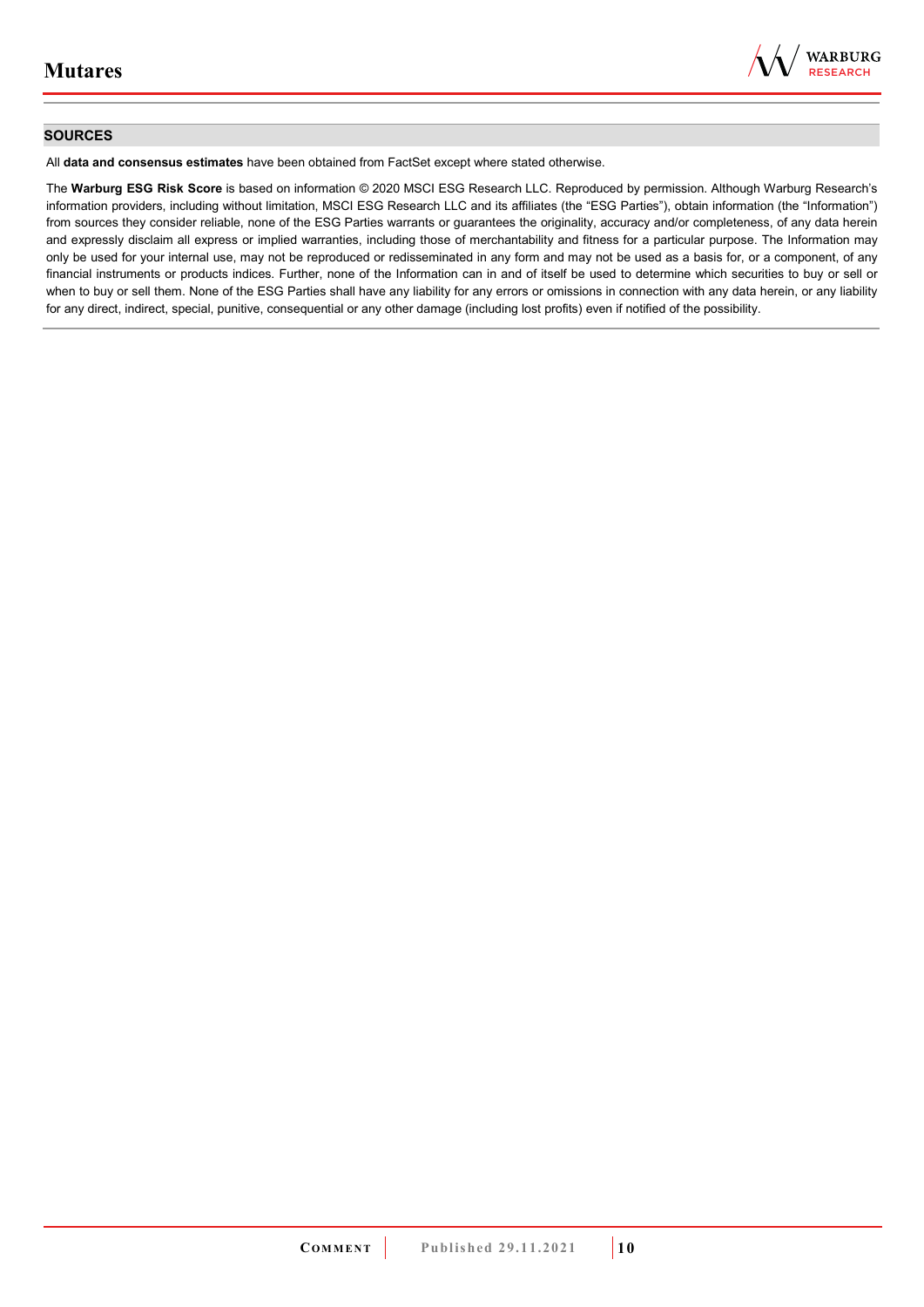## SOURCES

All **data and consensus estimates** have been obtained from FactSet except where stated otherwise.

The **Warburg ESG Risk Score** is based on information © 2020 MSCI ESG Research LLC. Reproduced by permission. Although Warburg Research's information providers, including without limitation, MSCI ESG Research LLC and its affiliates (the "ESG Parties"), obtain information (the "Information") from sources they consider reliable, none of the ESG Parties warrants or guarantees the originality, accuracy and/or completeness, of any data herein and expressly disclaim all express or implied warranties, including those of merchantability and fitness for a particular purpose. The Information may only be used for your internal use, may not be reproduced or redisseminated in any form and may not be used as a basis for, or a component, of any financial instruments or products indices. Further, none of the Information can in and of itself be used to determine which securities to buy or sell or when to buy or sell them. None of the ESG Parties shall have any liability for any errors or omissions in connection with any data herein, or any liability for any direct, indirect, special, punitive, consequential or any other damage (including lost profits) even if notified of the possibility.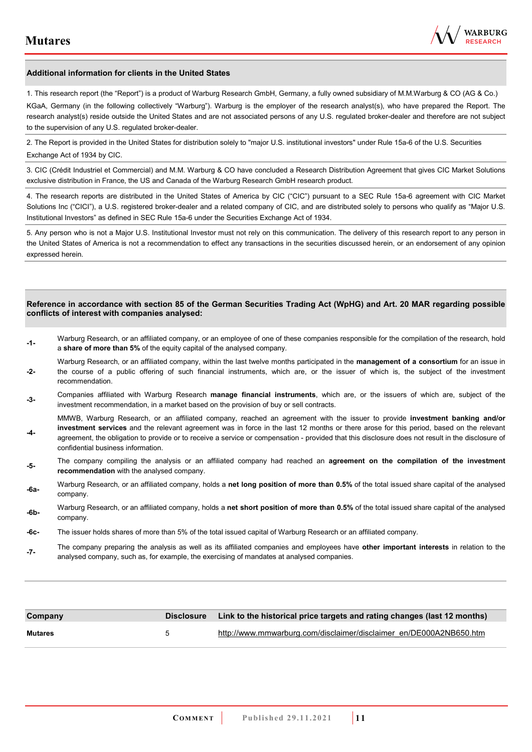### Additional information for clients in the United States

1. This research report (the “Report”) is a product of Warburg Research GmbH, Germany, a fully owned subsidiary of M.M.Warburg & CO (AG & Co.) KGaA, Germany (in the following collectively “Warburg”). Warburg is the employer of the research analyst(s), who have prepared the Report. The research analyst(s) reside outside the United States and are not associated persons of any U.S. regulated broker-dealer and therefore are not subject to the supervision of any U.S. regulated broker-dealer.

2. The Report is provided in the United States for distribution solely to "major U.S. institutional investors" under Rule 15a-6 of the U.S. Securities Exchange Act of 1934 by CIC.

3. CIC (Crédit Industriel et Commercial) and M.M. Warburg & CO have concluded a Research Distribution Agreement that gives CIC Market Solutions exclusive distribution in France, the US and Canada of the Warburg Research GmbH research product.

4. The research reports are distributed in the United States of America by CIC (“CIC”) pursuant to a SEC Rule 15a-6 agreement with CIC Market Solutions Inc (“CICI”), a U.S. registered broker-dealer and a related company of CIC, and are distributed solely to persons who qualify as “Major U.S. Institutional Investors” as defined in SEC Rule 15a-6 under the Securities Exchange Act of 1934.

5. Any person who is not a Major U.S. Institutional Investor must not rely on this communication. The delivery of this research report to any person in the United States of America is not a recommendation to effect any transactions in the securities discussed herein, or an endorsement of any opinion expressed herein.

### Reference in accordance with section 85 of the German Securities Trading Act (WpHG) and Art. 20 MAR regarding possible conflicts of interest with companies analysed:

**-1-** Warburg Research, or an affiliated company, or an employee of one of these companies responsible for the compilation of the research, hold a **share of more than 5%** of the equity capital of the analysed company.

**-2-** Warburg Research, or an affiliated company, within the last twelve months participated in the **management of a consortium** for an issue in the course of a public offering of such financial instruments, which are, or the issuer of which is, the subject of the investment recommendation.

**-3-** Companies affiliated with Warburg Research **manage financial instruments**, which are, or the issuers of which are, subject of the investment recommendation, in a market based on the provision of buy or sell contracts.

**-4-** MMWB, Warburg Research, or an affiliated company, reached an agreement with the issuer to provide **investment banking and/or investment services** and the relevant agreement was in force in the last 12 months or there arose for this period, based on the relevant agreement, the obligation to provide or to receive a service or compensation - provided that this disclosure does not result in the disclosure of confidential business information.

**-5-** The company compiling the analysis or an affiliated company had reached an **agreement on the compilation of the investment recommendation** with the analysed company.

**-6a-** Warburg Research, or an affiliated company, holds a **net long position of more than 0.5%** of the total issued share capital of the analysed company.

**-6b-** Warburg Research, or an affiliated company, holds a **net short position of more than 0.5%** of the total issued share capital of the analysed company.

**-6c-** The issuer holds shares of more than 5% of the total issued capital of Warburg Research or an affiliated company.

**-7-** The company preparing the analysis as well as its affiliated companies and employees have **other important interests** in relation to the analysed company, such as, for example, the exercising of mandates at analysed companies.

| Company | Disclosure | Link to the historical price targets and rating changes (last 12 months) |
| --- | --- | --- |
| **Mutares** | 5 | http://www.mmwarburg.com/disclaimer/disclaimer_en/DE000A2NB650.htm |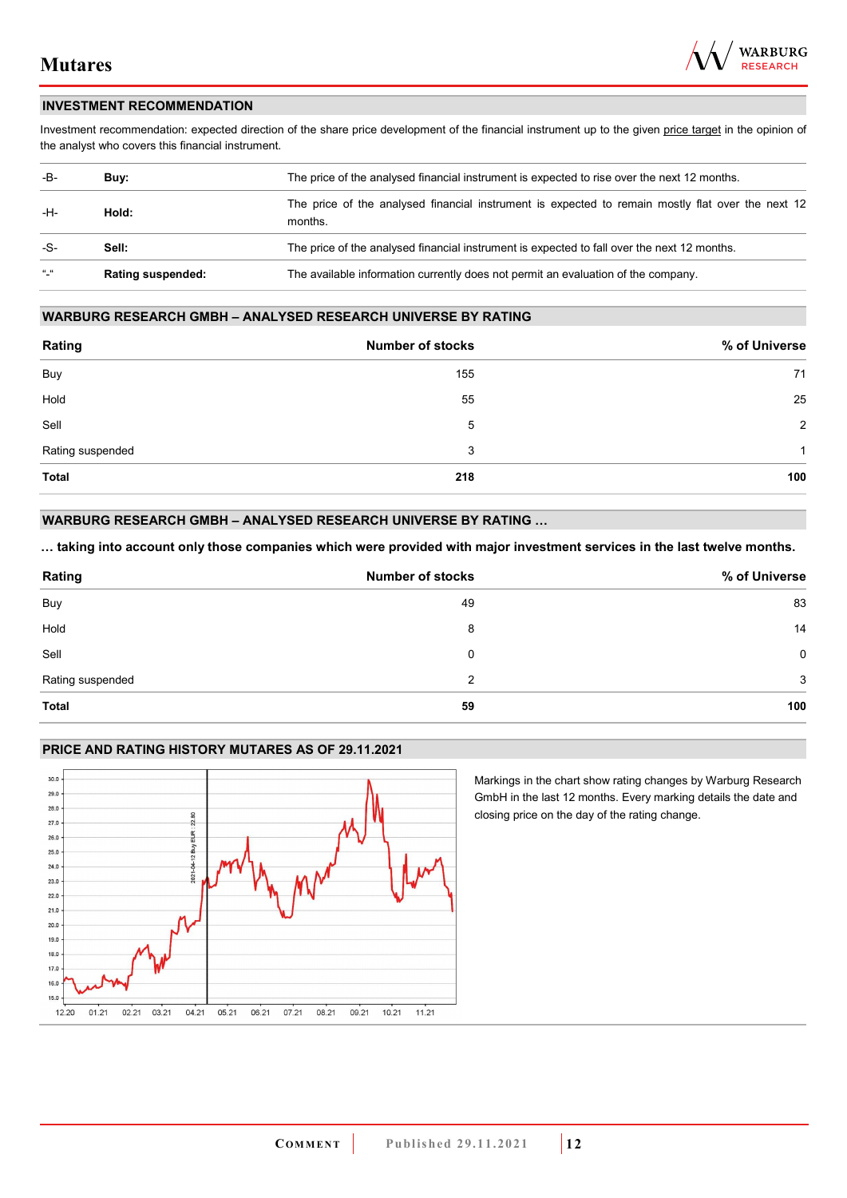## INVESTMENT RECOMMENDATION

Investment recommendation: expected direction of the share price development of the financial instrument up to the given price target in the opinion of the analyst who covers this financial instrument.

| | | |
|---|---|---|
| -B- | **Buy:** | The price of the analysed financial instrument is expected to rise over the next 12 months. |
| -H- | **Hold:** | The price of the analysed financial instrument is expected to remain mostly flat over the next 12 months. |
| -S- | **Sell:** | The price of the analysed financial instrument is expected to fall over the next 12 months. |
| "-" | **Rating suspended:** | The available information currently does not permit an evaluation of the company. |

## WARBURG RESEARCH GMBH – ANALYSED RESEARCH UNIVERSE BY RATING

| Rating | Number of stocks | % of Universe |
|---|---|---|
| Buy | 155 | 71 |
| Hold | 55 | 25 |
| Sell | 5 | 2 |
| Rating suspended | 3 | 1 |
| **Total** | **218** | **100** |

## WARBURG RESEARCH GMBH – ANALYSED RESEARCH UNIVERSE BY RATING …

**… taking into account only those companies which were provided with major investment services in the last twelve months.**

| Rating | Number of stocks | % of Universe |
|---|---|---|
| Buy | 49 | 83 |
| Hold | 8 | 14 |
| Sell | 0 | 0 |
| Rating suspended | 2 | 3 |
| **Total** | **59** | **100** |

## PRICE AND RATING HISTORY MUTARES AS OF 29.11.2021

Markings in the chart show rating changes by Warburg Research GmbH in the last 12 months. Every marking details the date and closing price on the day of the rating change.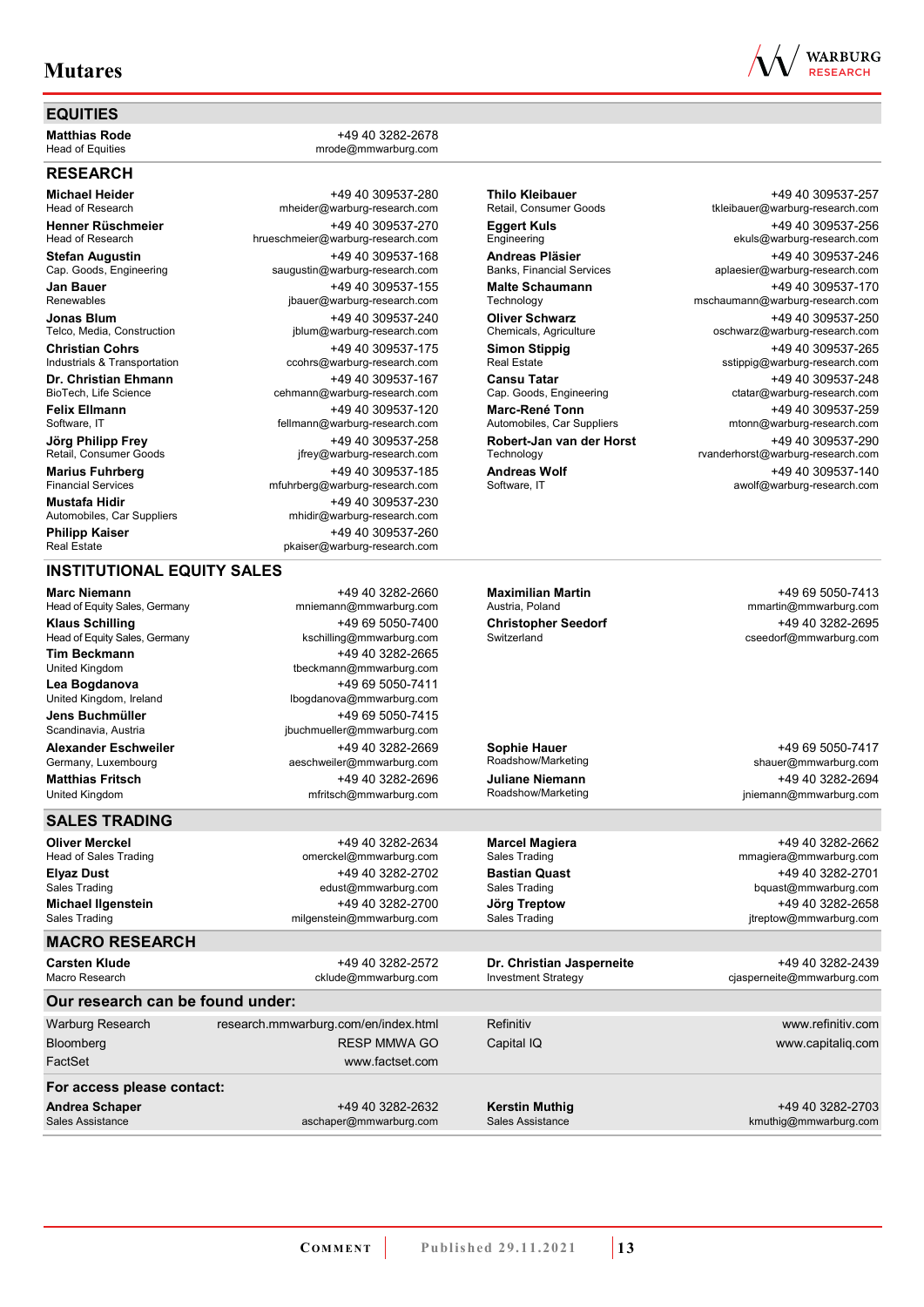## EQUITIES

**Matthias Rode** — +49 40 3282-2678
Head of Equities — mrode@mmwarburg.com

## RESEARCH

| | | | |
|---|---|---|---|
| **Michael Heider**<br>Head of Research | +49 40 309537-280<br>mheider@warburg-research.com | **Thilo Kleibauer**<br>Retail, Consumer Goods | +49 40 309537-257<br>tkleibauer@warburg-research.com |
| **Henner Rüschmeier**<br>Head of Research | +49 40 309537-270<br>hrueschmeier@warburg-research.com | **Eggert Kuls**<br>Engineering | +49 40 309537-256<br>ekuls@warburg-research.com |
| **Stefan Augustin**<br>Cap. Goods, Engineering | +49 40 309537-168<br>saugustin@warburg-research.com | **Andreas Pläsier**<br>Banks, Financial Services | +49 40 309537-246<br>aplaesier@warburg-research.com |
| **Jan Bauer**<br>Renewables | +49 40 309537-155<br>jbauer@warburg-research.com | **Malte Schaumann**<br>Technology | +49 40 309537-170<br>mschaumann@warburg-research.com |
| **Jonas Blum**<br>Telco, Media, Construction | +49 40 309537-240<br>jblum@warburg-research.com | **Oliver Schwarz**<br>Chemicals, Agriculture | +49 40 309537-250<br>oschwarz@warburg-research.com |
| **Christian Cohrs**<br>Industrials & Transportation | +49 40 309537-175<br>ccohrs@warburg-research.com | **Simon Stippig**<br>Real Estate | +49 40 309537-265<br>sstippig@warburg-research.com |
| **Dr. Christian Ehmann**<br>BioTech, Life Science | +49 40 309537-167<br>cehmann@warburg-research.com | **Cansu Tatar**<br>Cap. Goods, Engineering | +49 40 309537-248<br>ctatar@warburg-research.com |
| **Felix Ellmann**<br>Software, IT | +49 40 309537-120<br>fellmann@warburg-research.com | **Marc-René Tonn**<br>Automobiles, Car Suppliers | +49 40 309537-259<br>mtonn@warburg-research.com |
| **Jörg Philipp Frey**<br>Retail, Consumer Goods | +49 40 309537-258<br>jfrey@warburg-research.com | **Robert-Jan van der Horst**<br>Technology | +49 40 309537-290<br>rvanderhorst@warburg-research.com |
| **Marius Fuhrberg**<br>Financial Services | +49 40 309537-185<br>mfuhrberg@warburg-research.com | **Andreas Wolf**<br>Software, IT | +49 40 309537-140<br>awolf@warburg-research.com |
| **Mustafa Hidir**<br>Automobiles, Car Suppliers | +49 40 309537-230<br>mhidir@warburg-research.com | | |
| **Philipp Kaiser**<br>Real Estate | +49 40 309537-260<br>pkaiser@warburg-research.com | | |

## INSTITUTIONAL EQUITY SALES

| | | | |
|---|---|---|---|
| **Marc Niemann**<br>Head of Equity Sales, Germany | +49 40 3282-2660<br>mniemann@mmwarburg.com | **Maximilian Martin**<br>Austria, Poland | +49 69 5050-7413<br>mmartin@mmwarburg.com |
| **Klaus Schilling**<br>Head of Equity Sales, Germany | +49 69 5050-7400<br>kschilling@mmwarburg.com | **Christopher Seedorf**<br>Switzerland | +49 40 3282-2695<br>cseedorf@mmwarburg.com |
| **Tim Beckmann**<br>United Kingdom | +49 40 3282-2665<br>tbeckmann@mmwarburg.com | | |
| **Lea Bogdanova**<br>United Kingdom, Ireland | +49 69 5050-7411<br>lbogdanova@mmwarburg.com | | |
| **Jens Buchmüller**<br>Scandinavia, Austria | +49 69 5050-7415<br>jbuchmueller@mmwarburg.com | | |
| **Alexander Eschweiler**<br>Germany, Luxembourg | +49 40 3282-2669<br>aeschweiler@mmwarburg.com | **Sophie Hauer**<br>Roadshow/Marketing | +49 69 5050-7417<br>shauer@mmwarburg.com |
| **Matthias Fritsch**<br>United Kingdom | +49 40 3282-2696<br>mfritsch@mmwarburg.com | **Juliane Niemann**<br>Roadshow/Marketing | +49 40 3282-2694<br>jniemann@mmwarburg.com |

## SALES TRADING

| | | | |
|---|---|---|---|
| **Oliver Merckel**<br>Head of Sales Trading | +49 40 3282-2634<br>omerckel@mmwarburg.com | **Marcel Magiera**<br>Sales Trading | +49 40 3282-2662<br>mmagiera@mmwarburg.com |
| **Elyaz Dust**<br>Sales Trading | +49 40 3282-2702<br>edust@mmwarburg.com | **Bastian Quast**<br>Sales Trading | +49 40 3282-2701<br>bquast@mmwarburg.com |
| **Michael Ilgenstein**<br>Sales Trading | +49 40 3282-2700<br>milgenstein@mmwarburg.com | **Jörg Treptow**<br>Sales Trading | +49 40 3282-2658<br>jtreptow@mmwarburg.com |

## MACRO RESEARCH

| | | | |
|---|---|---|---|
| **Carsten Klude**<br>Macro Research | +49 40 3282-2572<br>cklude@mmwarburg.com | **Dr. Christian Jasperneite**<br>Investment Strategy | +49 40 3282-2439<br>cjasperneite@mmwarburg.com |

## Our research can be found under:

| | | | |
|---|---|---|---|
| Warburg Research | research.mmwarburg.com/en/index.html | Refinitiv | www.refinitiv.com |
| Bloomberg | RESP MMWA GO | Capital IQ | www.capitaliq.com |
| FactSet | www.factset.com | | |

## For access please contact:

| | | | |
|---|---|---|---|
| **Andrea Schaper**<br>Sales Assistance | +49 40 3282-2632<br>aschaper@mmwarburg.com | **Kerstin Muthig**<br>Sales Assistance | +49 40 3282-2703<br>kmuthig@mmwarburg.com |